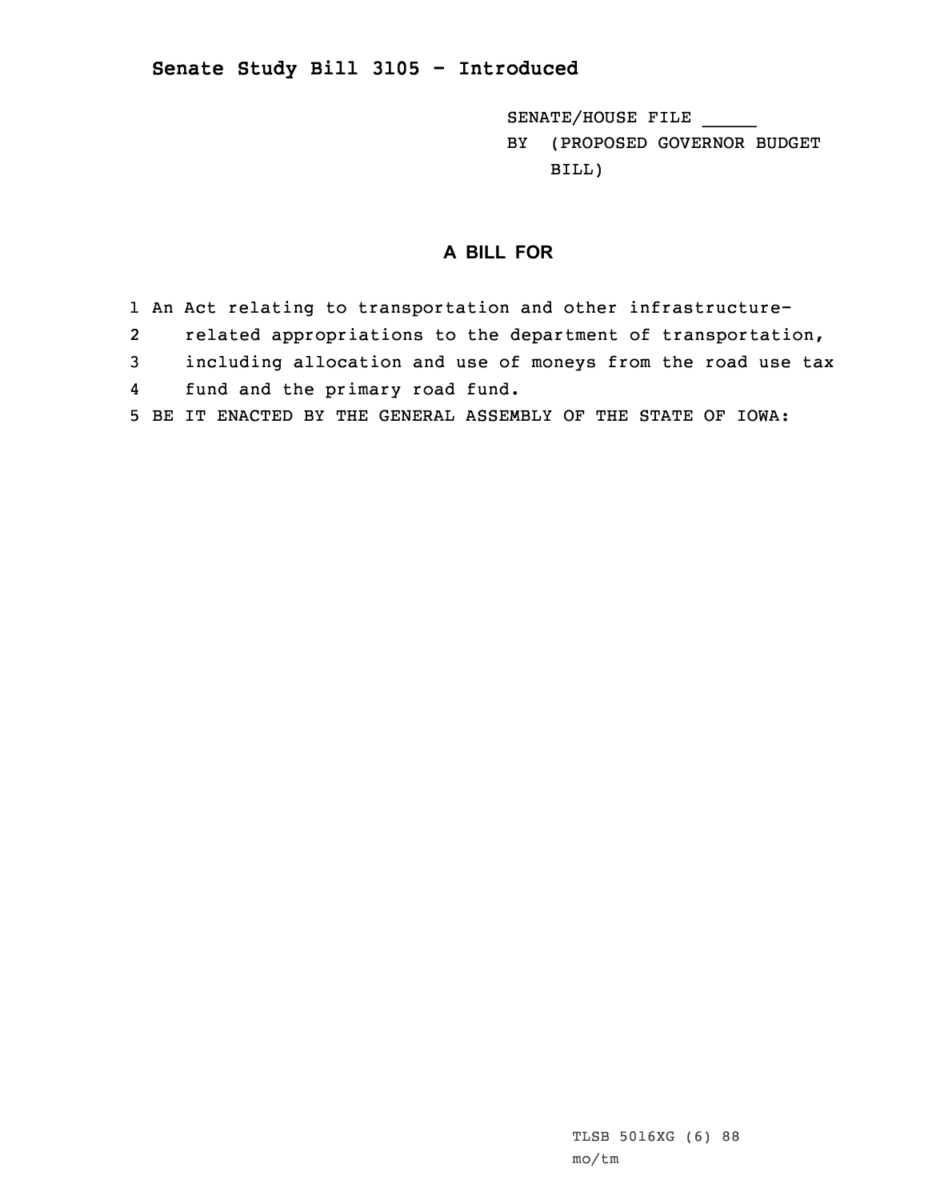## Senate Study Bill 3105 - Introduced

SENATE/HOUSE FILE _____

BY (PROPOSED GOVERNOR BUDGET BILL)

### A BILL FOR

1 An Act relating to transportation and other infrastructure-
2 related appropriations to the department of transportation,
3 including allocation and use of moneys from the road use tax
4 fund and the primary road fund.
5 BE IT ENACTED BY THE GENERAL ASSEMBLY OF THE STATE OF IOWA:

TLSB 5016XG (6) 88
mo/tm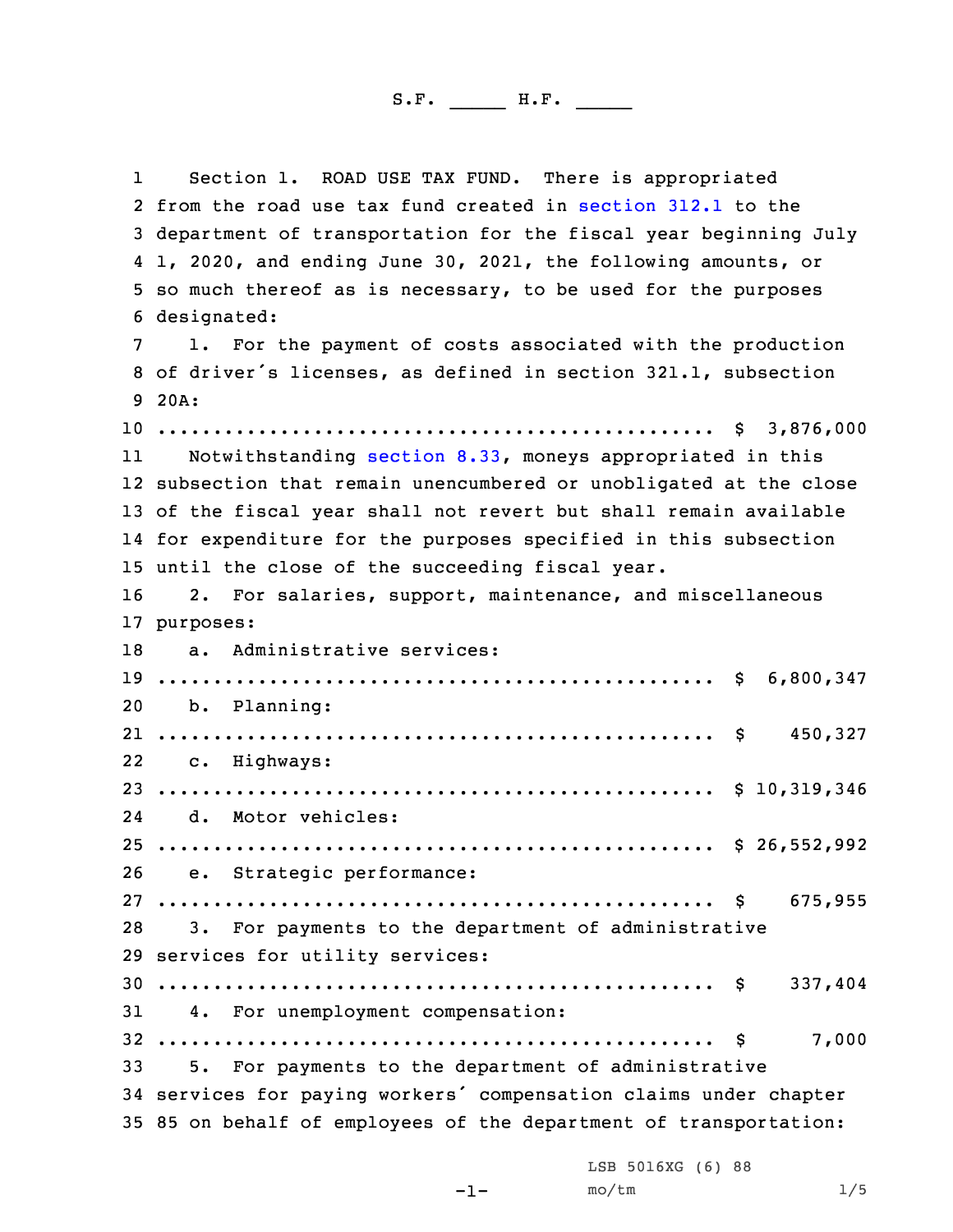S.F. _____ H.F. _____

Section 1. ROAD USE TAX FUND. There is appropriated from the road use tax fund created in section 312.1 to the department of transportation for the fiscal year beginning July 1, 2020, and ending June 30, 2021, the following amounts, or so much thereof as is necessary, to be used for the purposes designated:

1. For the payment of costs associated with the production of driver's licenses, as defined in section 321.1, subsection 20A:

.................................................. $ 3,876,000

Notwithstanding section 8.33, moneys appropriated in this subsection that remain unencumbered or unobligated at the close of the fiscal year shall not revert but shall remain available for expenditure for the purposes specified in this subsection until the close of the succeeding fiscal year.

2. For salaries, support, maintenance, and miscellaneous purposes:

a. Administrative services:

.................................................. $ 6,800,347

b. Planning:

.................................................. $ 450,327

c. Highways:

.................................................. $ 10,319,346

d. Motor vehicles:

.................................................. $ 26,552,992

e. Strategic performance:

.................................................. $ 675,955

3. For payments to the department of administrative services for utility services:

.................................................. $ 337,404

4. For unemployment compensation:

.................................................. $ 7,000

5. For payments to the department of administrative services for paying workers' compensation claims under chapter 85 on behalf of employees of the department of transportation:

LSB 5016XG (6) 88

mo/tm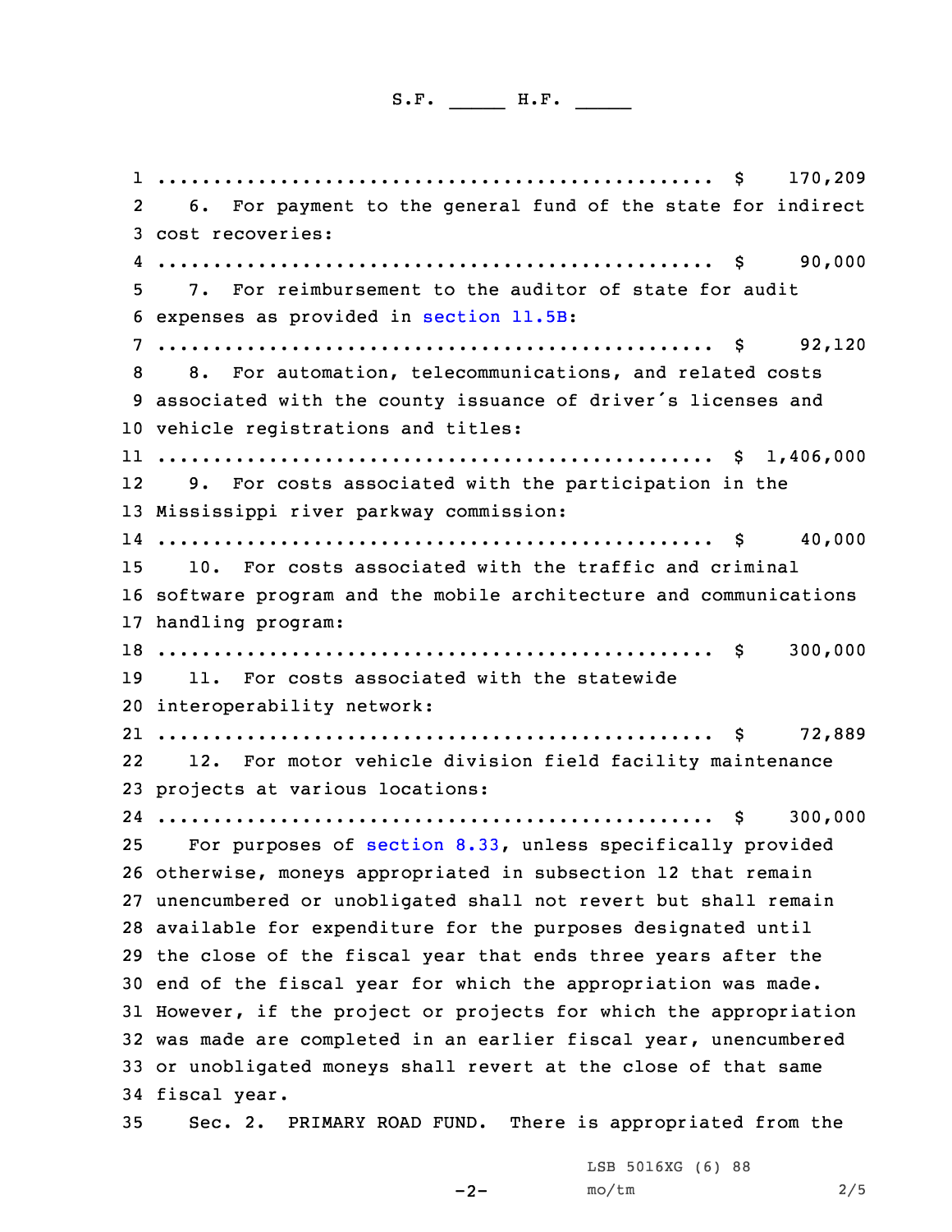.................................................. $ 170,209

6. For payment to the general fund of the state for indirect cost recoveries:

.................................................. $ 90,000

7. For reimbursement to the auditor of state for audit expenses as provided in section 11.5B:

.................................................. $ 92,120

8. For automation, telecommunications, and related costs associated with the county issuance of driver's licenses and vehicle registrations and titles:

.................................................. $ 1,406,000

9. For costs associated with the participation in the Mississippi river parkway commission:

.................................................. $ 40,000

10. For costs associated with the traffic and criminal software program and the mobile architecture and communications handling program:

.................................................. $ 300,000

11. For costs associated with the statewide interoperability network:

.................................................. $ 72,889

12. For motor vehicle division field facility maintenance projects at various locations:

.................................................. $ 300,000

For purposes of section 8.33, unless specifically provided otherwise, moneys appropriated in subsection 12 that remain unencumbered or unobligated shall not revert but shall remain available for expenditure for the purposes designated until the close of the fiscal year that ends three years after the end of the fiscal year for which the appropriation was made. However, if the project or projects for which the appropriation was made are completed in an earlier fiscal year, unencumbered or unobligated moneys shall revert at the close of that same fiscal year.

Sec. 2. PRIMARY ROAD FUND. There is appropriated from the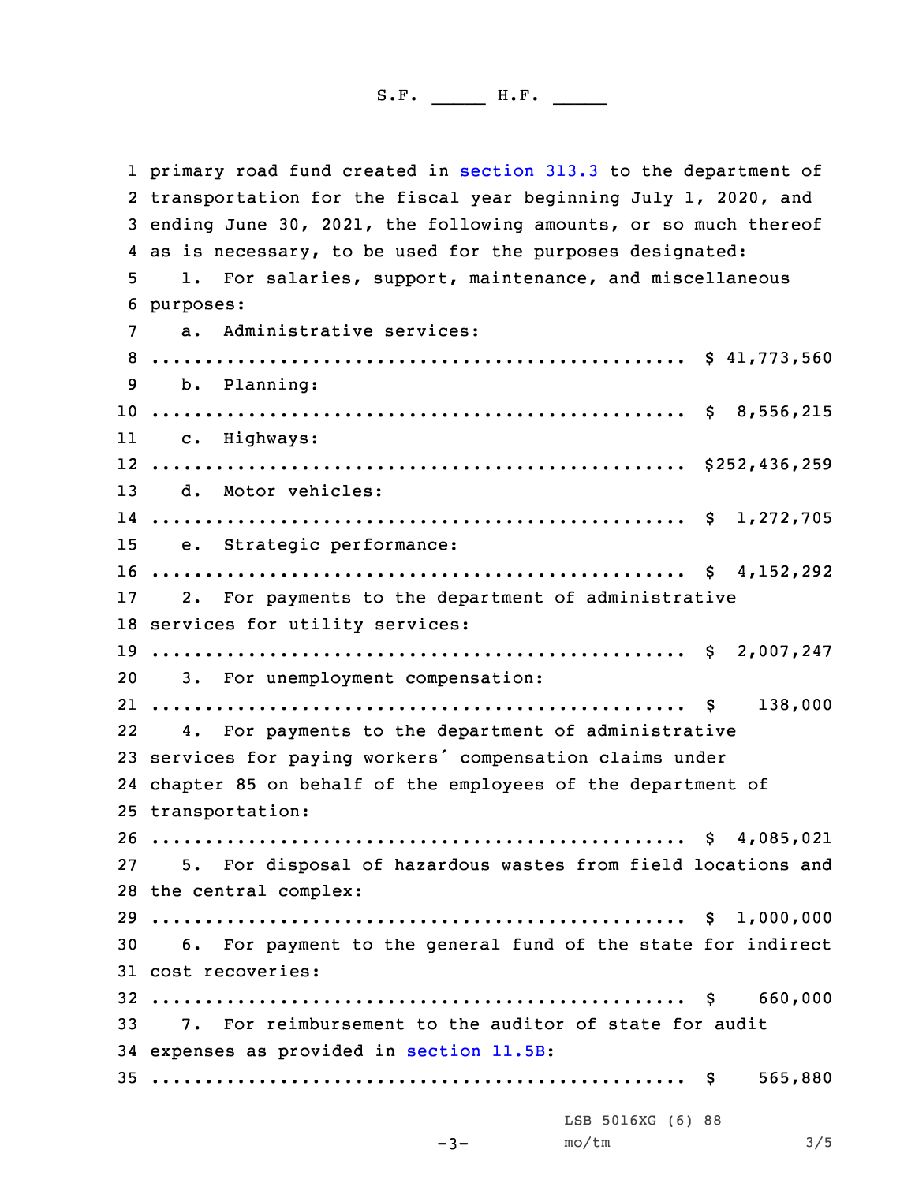primary road fund created in section 313.3 to the department of transportation for the fiscal year beginning July 1, 2020, and ending June 30, 2021, the following amounts, or so much thereof as is necessary, to be used for the purposes designated:

1. For salaries, support, maintenance, and miscellaneous purposes:

a. Administrative services:
.................................................. $ 41,773,560

b. Planning:
.................................................. $ 8,556,215

c. Highways:
.................................................. $252,436,259

d. Motor vehicles:
.................................................. $ 1,272,705

e. Strategic performance:
.................................................. $ 4,152,292

2. For payments to the department of administrative services for utility services:
.................................................. $ 2,007,247

3. For unemployment compensation:
.................................................. $ 138,000

4. For payments to the department of administrative services for paying workers' compensation claims under chapter 85 on behalf of the employees of the department of transportation:
.................................................. $ 4,085,021

5. For disposal of hazardous wastes from field locations and the central complex:
.................................................. $ 1,000,000

6. For payment to the general fund of the state for indirect cost recoveries:
.................................................. $ 660,000

7. For reimbursement to the auditor of state for audit expenses as provided in section 11.5B:
.................................................. $ 565,880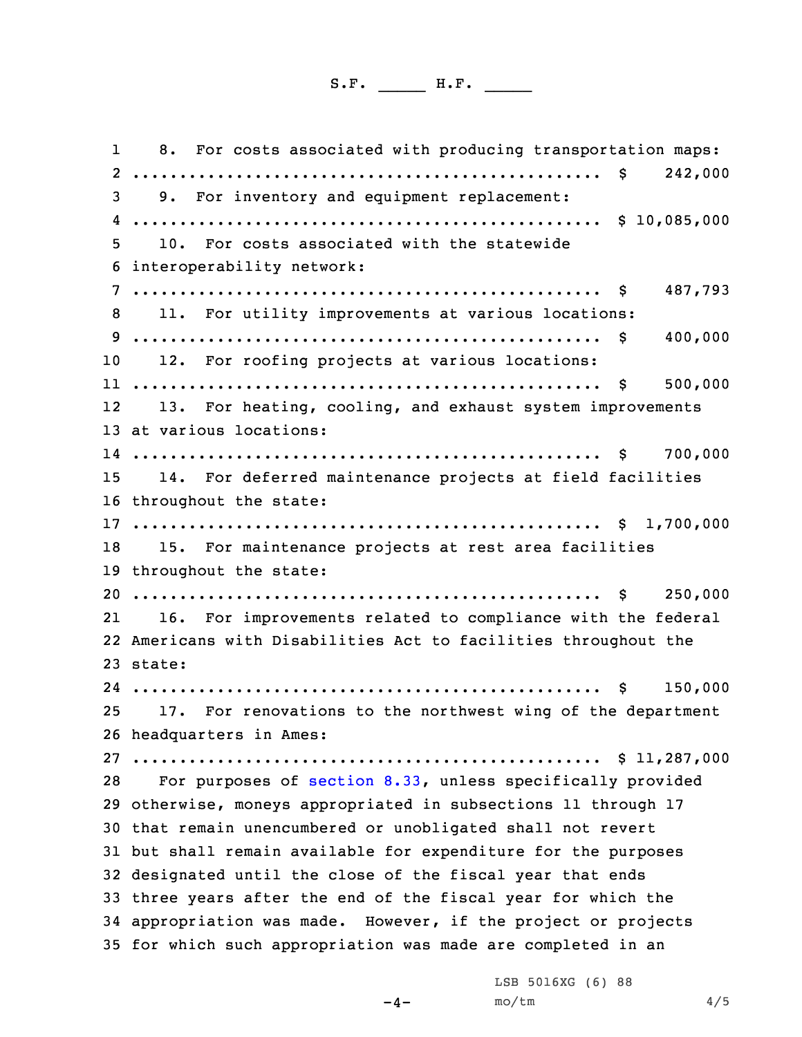8. For costs associated with producing transportation maps:
.................................................. $ 242,000

9. For inventory and equipment replacement:
.................................................. $ 10,085,000

10. For costs associated with the statewide interoperability network:
.................................................. $ 487,793

11. For utility improvements at various locations:
.................................................. $ 400,000

12. For roofing projects at various locations:
.................................................. $ 500,000

13. For heating, cooling, and exhaust system improvements at various locations:
.................................................. $ 700,000

14. For deferred maintenance projects at field facilities throughout the state:
.................................................. $ 1,700,000

15. For maintenance projects at rest area facilities throughout the state:
.................................................. $ 250,000

16. For improvements related to compliance with the federal Americans with Disabilities Act to facilities throughout the state:
.................................................. $ 150,000

17. For renovations to the northwest wing of the department headquarters in Ames:
.................................................. $ 11,287,000

For purposes of section 8.33, unless specifically provided otherwise, moneys appropriated in subsections 11 through 17 that remain unencumbered or unobligated shall not revert but shall remain available for expenditure for the purposes designated until the close of the fiscal year that ends three years after the end of the fiscal year for which the appropriation was made. However, if the project or projects for which such appropriation was made are completed in an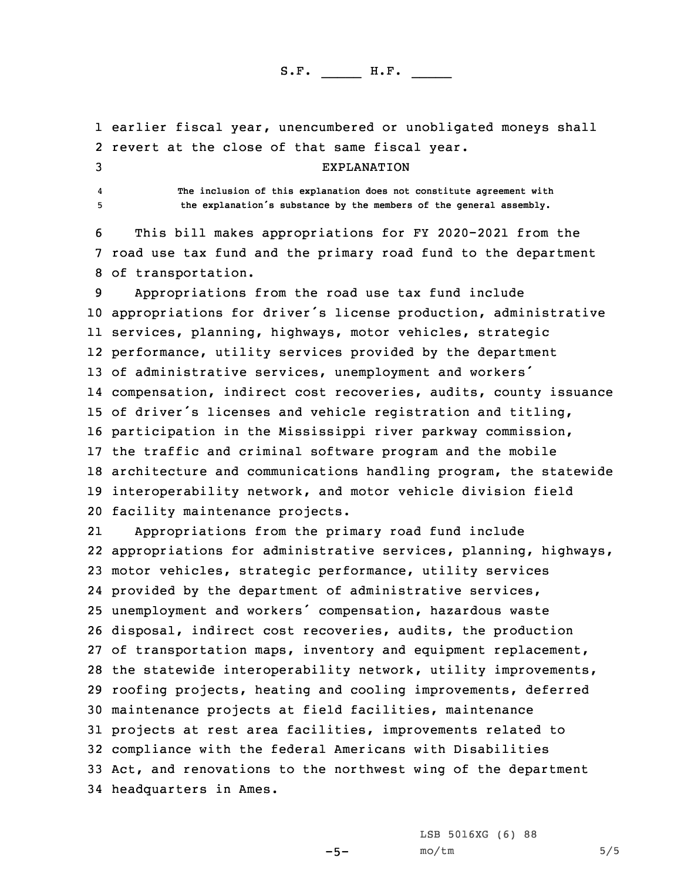earlier fiscal year, unencumbered or unobligated moneys shall revert at the close of that same fiscal year.

EXPLANATION

The inclusion of this explanation does not constitute agreement with the explanation's substance by the members of the general assembly.

This bill makes appropriations for FY 2020-2021 from the road use tax fund and the primary road fund to the department of transportation.

Appropriations from the road use tax fund include appropriations for driver's license production, administrative services, planning, highways, motor vehicles, strategic performance, utility services provided by the department of administrative services, unemployment and workers' compensation, indirect cost recoveries, audits, county issuance of driver's licenses and vehicle registration and titling, participation in the Mississippi river parkway commission, the traffic and criminal software program and the mobile architecture and communications handling program, the statewide interoperability network, and motor vehicle division field facility maintenance projects.

Appropriations from the primary road fund include appropriations for administrative services, planning, highways, motor vehicles, strategic performance, utility services provided by the department of administrative services, unemployment and workers' compensation, hazardous waste disposal, indirect cost recoveries, audits, the production of transportation maps, inventory and equipment replacement, the statewide interoperability network, utility improvements, roofing projects, heating and cooling improvements, deferred maintenance projects at field facilities, maintenance projects at rest area facilities, improvements related to compliance with the federal Americans with Disabilities Act, and renovations to the northwest wing of the department headquarters in Ames.

LSB 5016XG (6) 88
mo/tm